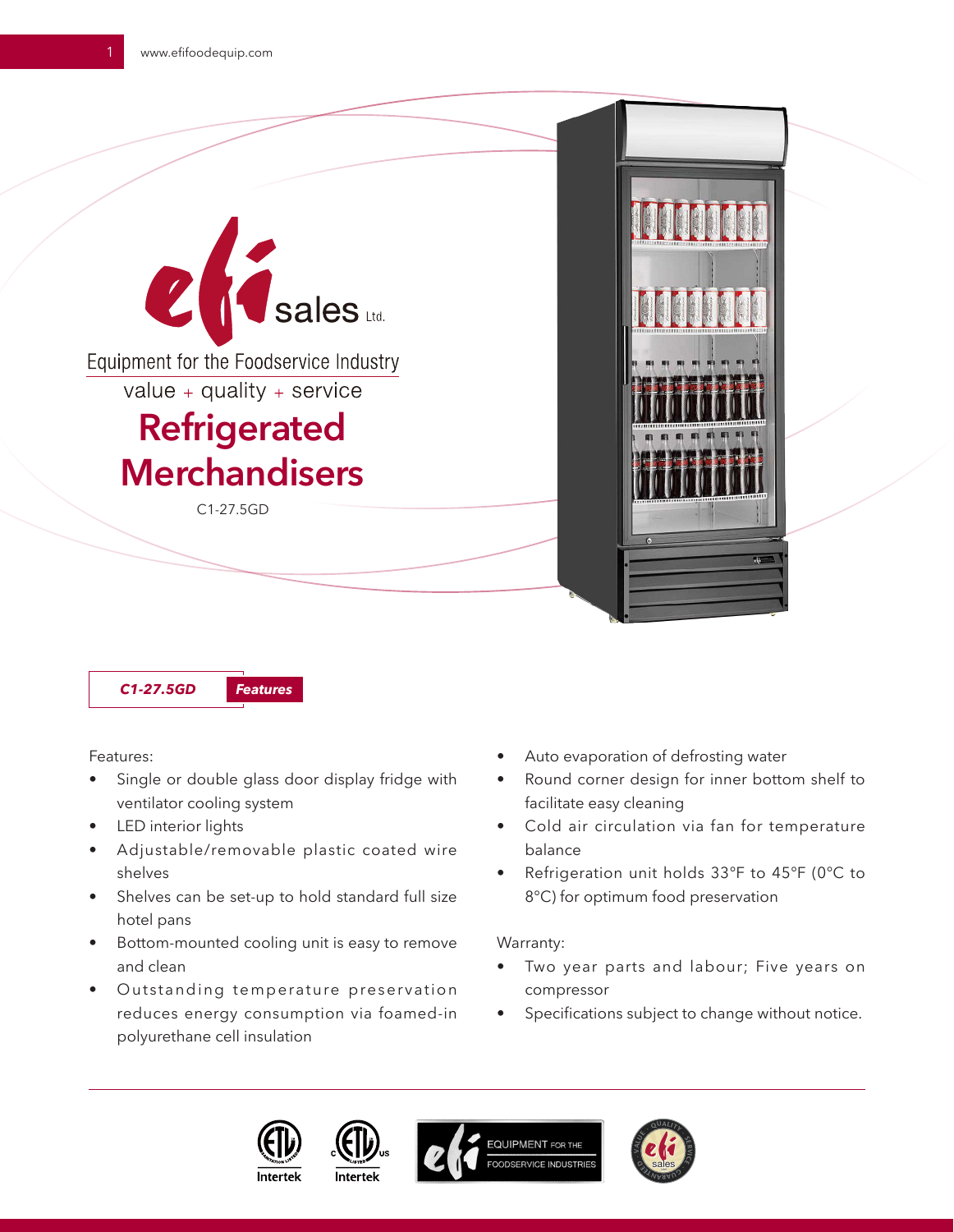efi sales Ltd.

Equipment for the Foodservice Industry

value + quality + service

# Refrigerated Merchandisers

C1-27.5GD

## *C1-27.5GD* *Features*

Features:

- Single or double glass door display fridge with ventilator cooling system
- LED interior lights
- Adjustable/removable plastic coated wire shelves
- Shelves can be set-up to hold standard full size hotel pans
- Bottom-mounted cooling unit is easy to remove and clean
- Outstanding temperature preservation reduces energy consumption via foamed-in polyurethane cell insulation
- Auto evaporation of defrosting water
- Round corner design for inner bottom shelf to facilitate easy cleaning
- Cold air circulation via fan for temperature balance
- Refrigeration unit holds 33°F to 45°F (0°C to 8°C) for optimum food preservation

Warranty:

- Two year parts and labour; Five years on compressor
- Specifications subject to change without notice.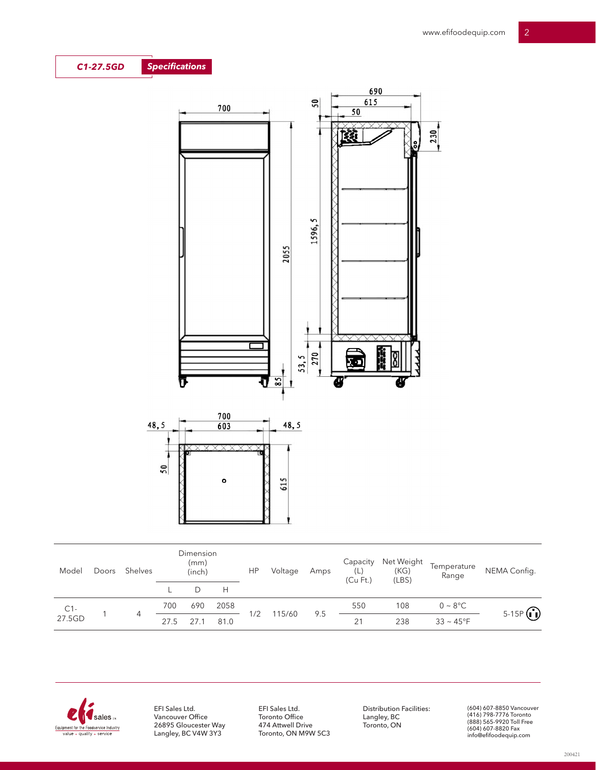## C1-27.5GD *Specifications*

700

2055

85

690

615

50

50

230

1596,5

53,5

270

48,5

700

603

48,5

50

615

| Model | Doors | Shelves | Dimension (mm) (inch) | | | HP | Voltage | Amps | Capacity (L) (Cu Ft.) | Net Weight (KG) (LBS) | Temperature Range | NEMA Config. |
|---|---|---|---|---|---|---|---|---|---|---|---|---|
| | | | L | D | H | | | | | | | |
| C1-27.5GD | 1 | 4 | 700 | 690 | 2058 | 1/2 | 115/60 | 9.5 | 550 | 108 | 0 ~ 8°C | 5-15P |
| | | | 27.5 | 27.1 | 81.0 | | | | 21 | 238 | 33 ~ 45°F | |

efi sales ltd. Equipment for the Foodservice Industry value + quality + service

EFI Sales Ltd.
Vancouver Office
26895 Gloucester Way
Langley, BC V4W 3Y3

EFI Sales Ltd.
Toronto Office
474 Attwell Drive
Toronto, ON M9W 5C3

Distribution Facilities:
Langley, BC
Toronto, ON

(604) 607-8850 Vancouver
(416) 798-7776 Toronto
(888) 565-9920 Toll Free
(604) 607-8820 Fax
info@efifoodequip.com

200421